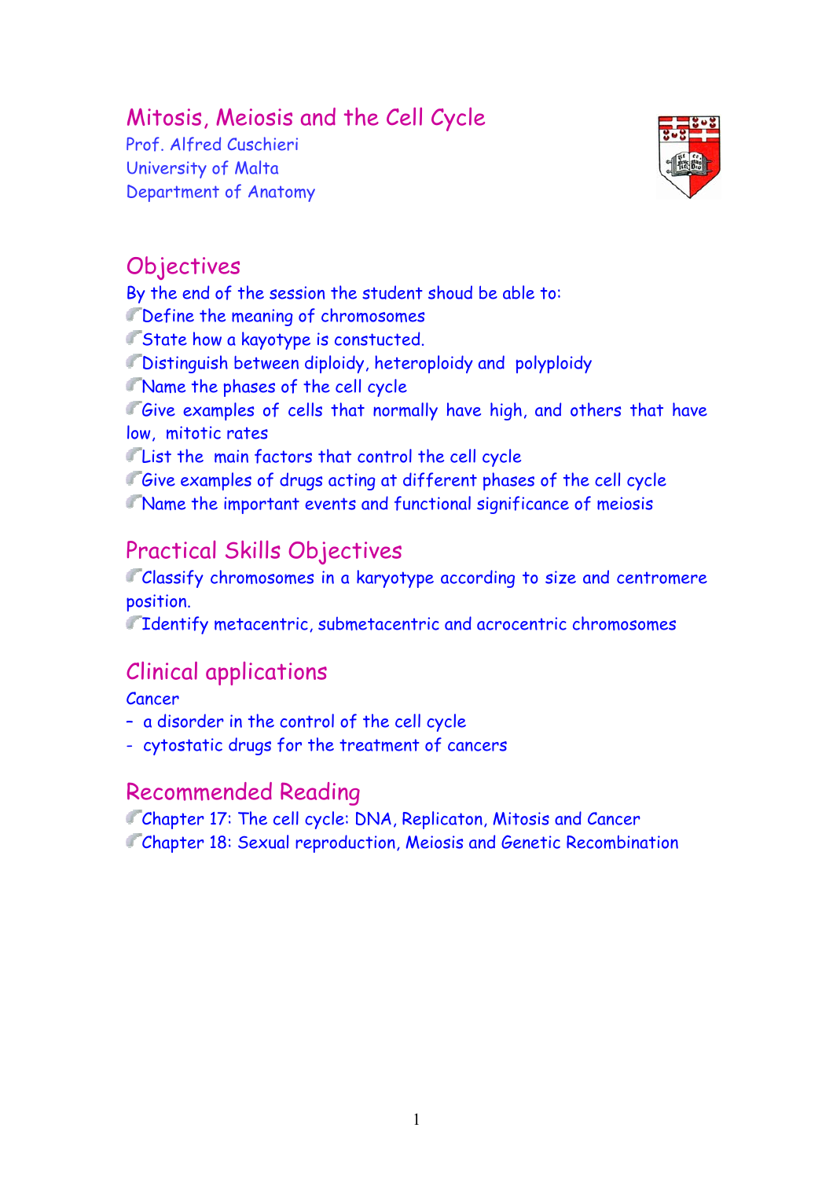# Mitosis, Meiosis and the Cell Cycle

Prof. Alfred Cuschieri
University of Malta
Department of Anatomy

## Objectives

By the end of the session the student shoud be able to:

- Define the meaning of chromosomes
- State how a kayotype is consticted.
- Distinguish between diploidy, heteroploidy and polyploidy
- Name the phases of the cell cycle
- Give examples of cells that normally have high, and others that have low, mitotic rates
- List the main factors that control the cell cycle
- Give examples of drugs acting at different phases of the cell cycle
- Name the important events and functional significance of meiosis

## Practical Skills Objectives

- Classify chromosomes in a karyotype according to size and centromere position.
- Identify metacentric, submetacentric and acrocentric chromosomes

## Clinical applications

Cancer

- a disorder in the control of the cell cycle
- cytostatic drugs for the treatment of cancers

## Recommended Reading

- Chapter 17: The cell cycle: DNA, Replicaton, Mitosis and Cancer
- Chapter 18: Sexual reproduction, Meiosis and Genetic Recombination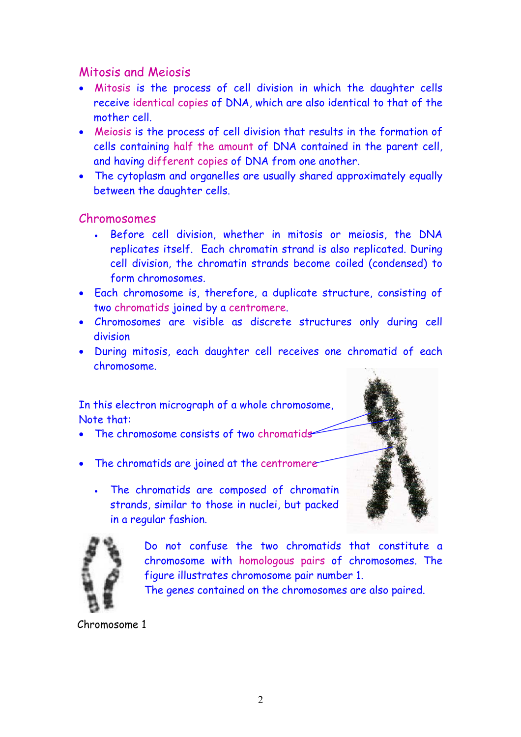## Mitosis and Meiosis

- Mitosis is the process of cell division in which the daughter cells receive identical copies of DNA, which are also identical to that of the mother cell.
- Meiosis is the process of cell division that results in the formation of cells containing half the amount of DNA contained in the parent cell, and having different copies of DNA from one another.
- The cytoplasm and organelles are usually shared approximately equally between the daughter cells.

## Chromosomes

- Before cell division, whether in mitosis or meiosis, the DNA replicates itself. Each chromatin strand is also replicated. During cell division, the chromatin strands become coiled (condensed) to form chromosomes.
- Each chromosome is, therefore, a duplicate structure, consisting of two chromatids joined by a centromere.
- Chromosomes are visible as discrete structures only during cell division
- During mitosis, each daughter cell receives one chromatid of each chromosome.

In this electron micrograph of a whole chromosome, Note that:

- The chromosome consists of two chromatids
- The chromatids are joined at the centromere
  - The chromatids are composed of chromatin strands, similar to those in nuclei, but packed in a regular fashion.

Do not confuse the two chromatids that constitute a chromosome with homologous pairs of chromosomes. The figure illustrates chromosome pair number 1.
The genes contained on the chromosomes are also paired.

Chromosome 1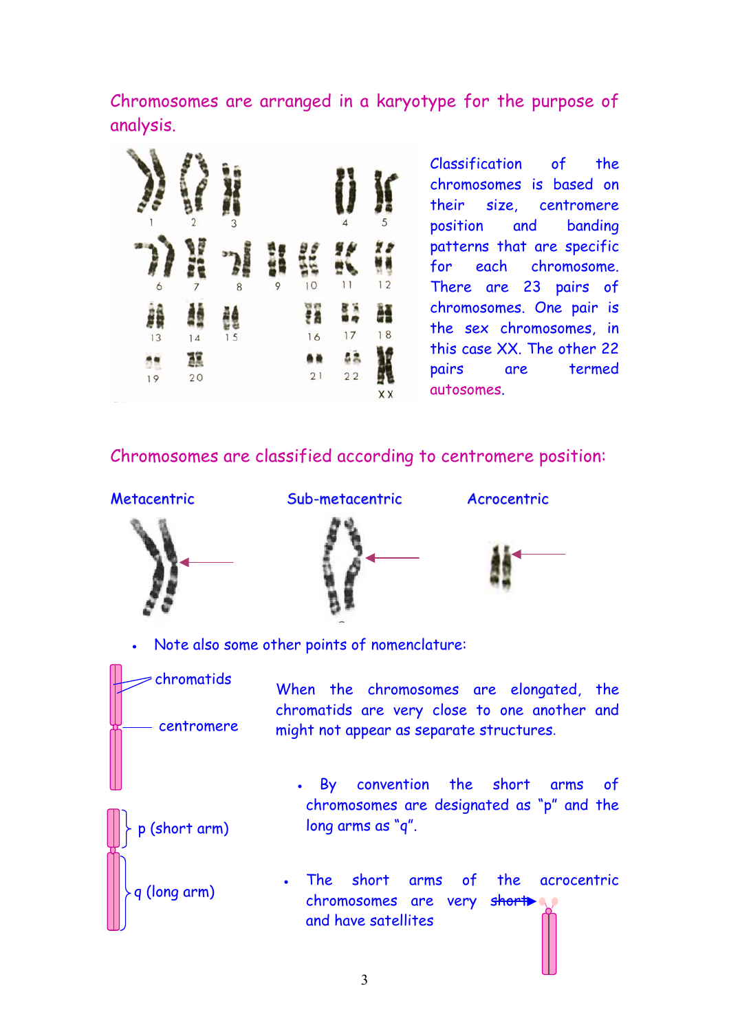Chromosomes are arranged in a karyotype for the purpose of analysis.

Classification of the chromosomes is based on their size, centromere position and banding patterns that are specific for each chromosome. There are 23 pairs of chromosomes. One pair is the sex chromosomes, in this case XX. The other 22 pairs are termed autosomes.

Chromosomes are classified according to centromere position:

Metacentric

Sub-metacentric

Acrocentric

- Note also some other points of nomenclature:

chromatids

centromere

When the chromosomes are elongated, the chromatids are very close to one another and might not appear as separate structures.

- By convention the short arms of chromosomes are designated as "p" and the long arms as "q".

p (short arm)

q (long arm)

- The short arms of the acrocentric chromosomes are very ~~short~~ and have satellites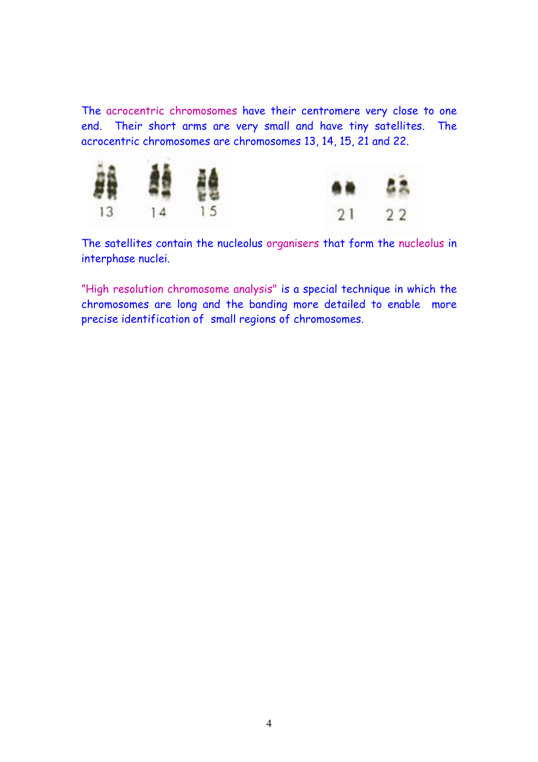The acrocentric chromosomes have their centromere very close to one end. Their short arms are very small and have tiny satellites. The acrocentric chromosomes are chromosomes 13, 14, 15, 21 and 22.

13 14 15 21 22

The satellites contain the nucleolus organisers that form the nucleolus in interphase nuclei.

"High resolution chromosome analysis" is a special technique in which the chromosomes are long and the banding more detailed to enable more precise identification of small regions of chromosomes.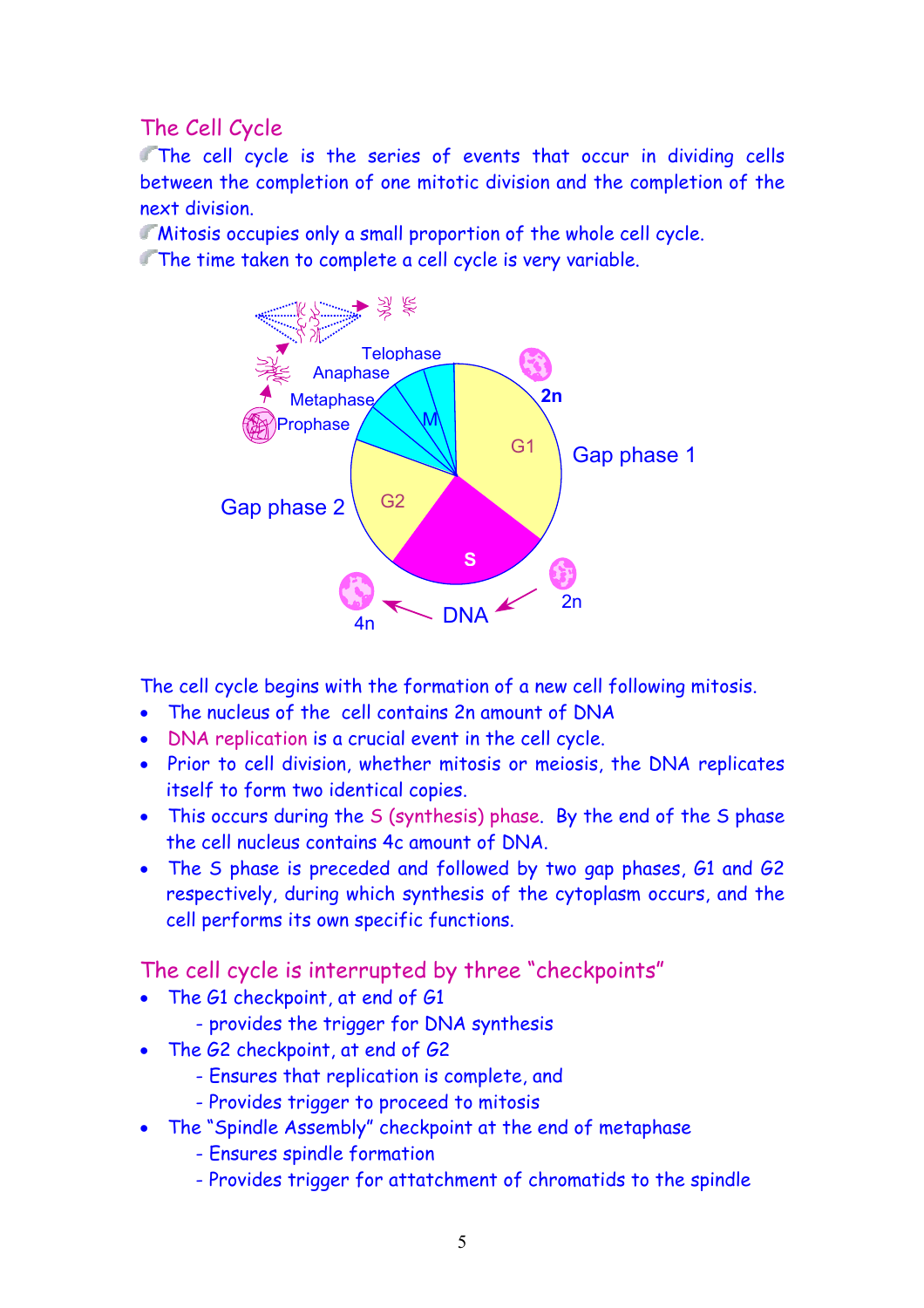## The Cell Cycle

- The cell cycle is the series of events that occur in dividing cells between the completion of one mitotic division and the completion of the next division.
- Mitosis occupies only a small proportion of the whole cell cycle.
- The time taken to complete a cell cycle is very variable.

The cell cycle begins with the formation of a new cell following mitosis.

- The nucleus of the cell contains 2n amount of DNA
- DNA replication is a crucial event in the cell cycle.
- Prior to cell division, whether mitosis or meiosis, the DNA replicates itself to form two identical copies.
- This occurs during the S (synthesis) phase. By the end of the S phase the cell nucleus contains 4c amount of DNA.
- The S phase is preceded and followed by two gap phases, G1 and G2 respectively, during which synthesis of the cytoplasm occurs, and the cell performs its own specific functions.

## The cell cycle is interrupted by three "checkpoints"

- The G1 checkpoint, at end of G1
  - provides the trigger for DNA synthesis
- The G2 checkpoint, at end of G2
  - Ensures that replication is complete, and
  - Provides trigger to proceed to mitosis
- The "Spindle Assembly" checkpoint at the end of metaphase
  - Ensures spindle formation
  - Provides trigger for attatchment of chromatids to the spindle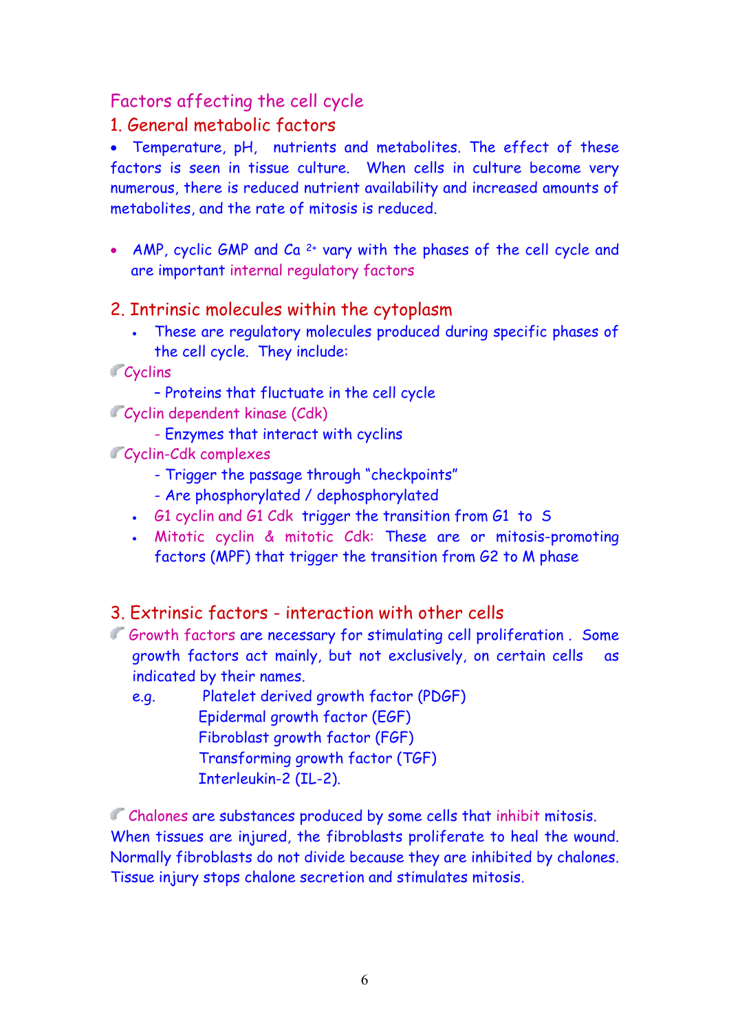## Factors affecting the cell cycle

### 1. General metabolic factors

- Temperature, pH, nutrients and metabolites. The effect of these factors is seen in tissue culture. When cells in culture become very numerous, there is reduced nutrient availability and increased amounts of metabolites, and the rate of mitosis is reduced.

- AMP, cyclic GMP and $Ca^{2+}$ vary with the phases of the cell cycle and are important internal regulatory factors

### 2. Intrinsic molecules within the cytoplasm

- These are regulatory molecules produced during specific phases of the cell cycle. They include:

Cyclins
- Proteins that fluctuate in the cell cycle

Cyclin dependent kinase (Cdk)
- Enzymes that interact with cyclins

Cyclin-Cdk complexes
- Trigger the passage through "checkpoints"
- Are phosphorylated / dephosphorylated

- G1 cyclin and G1 Cdk trigger the transition from G1 to S
- Mitotic cyclin & mitotic Cdk: These are or mitosis-promoting factors (MPF) that trigger the transition from G2 to M phase

### 3. Extrinsic factors - interaction with other cells

Growth factors are necessary for stimulating cell proliferation . Some growth factors act mainly, but not exclusively, on certain cells as indicated by their names.

e.g. Platelet derived growth factor (PDGF)
Epidermal growth factor (EGF)
Fibroblast growth factor (FGF)
Transforming growth factor (TGF)
Interleukin-2 (IL-2).

Chalones are substances produced by some cells that inhibit mitosis. When tissues are injured, the fibroblasts proliferate to heal the wound. Normally fibroblasts do not divide because they are inhibited by chalones. Tissue injury stops chalone secretion and stimulates mitosis.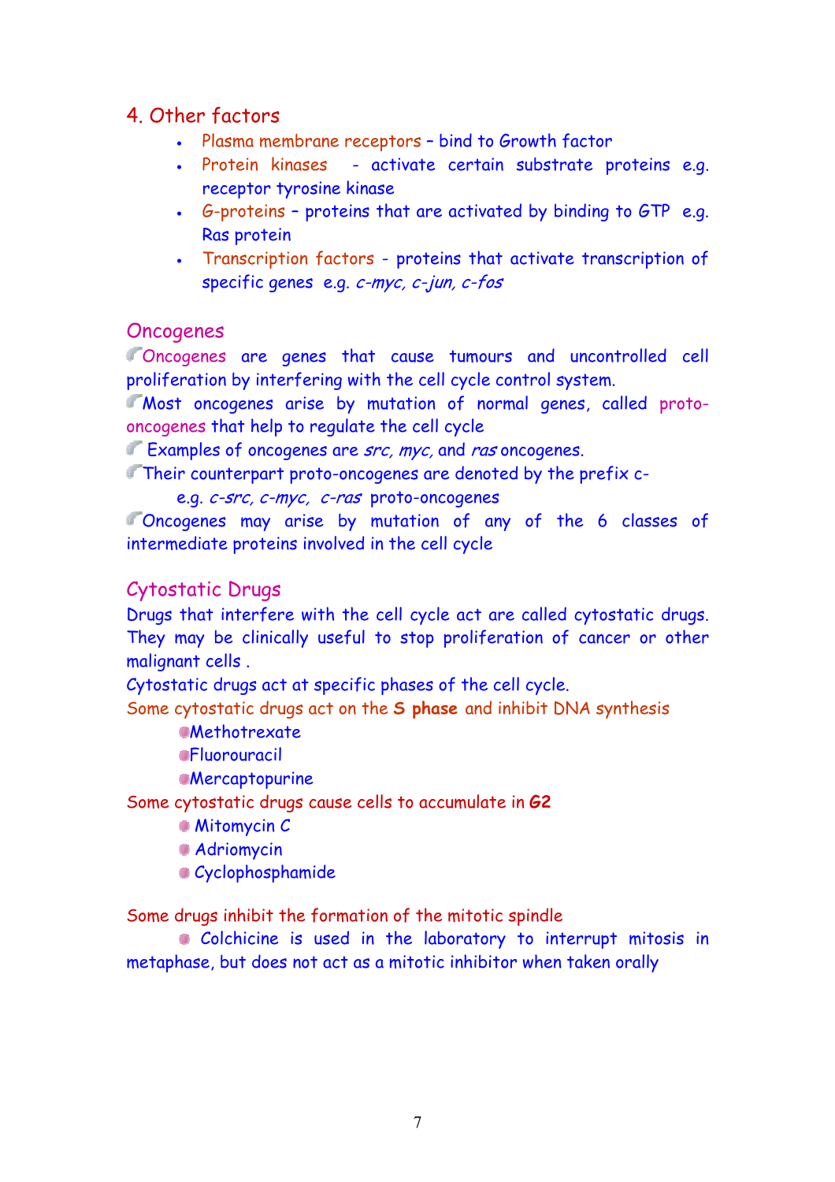## 4. Other factors

- Plasma membrane receptors – bind to Growth factor
- Protein kinases - activate certain substrate proteins e.g. receptor tyrosine kinase
- G-proteins – proteins that are activated by binding to GTP e.g. Ras protein
- Transcription factors - proteins that activate transcription of specific genes e.g. *c-myc, c-jun, c-fos*

## Oncogenes

- Oncogenes are genes that cause tumours and uncontrolled cell proliferation by interfering with the cell cycle control system.
- Most oncogenes arise by mutation of normal genes, called proto-oncogenes that help to regulate the cell cycle
- Examples of oncogenes are *src, myc,* and *ras* oncogenes.
- Their counterpart proto-oncogenes are denoted by the prefix c-
  e.g. *c-src, c-myc, c-ras* proto-oncogenes
- Oncogenes may arise by mutation of any of the 6 classes of intermediate proteins involved in the cell cycle

## Cytostatic Drugs

Drugs that interfere with the cell cycle act are called cytostatic drugs. They may be clinically useful to stop proliferation of cancer or other malignant cells .

Cytostatic drugs act at specific phases of the cell cycle.

Some cytostatic drugs act on the **S phase** and inhibit DNA synthesis

- Methotrexate
- Fluorouracil
- Mercaptopurine

Some cytostatic drugs cause cells to accumulate in **G2**

- Mitomycin C
- Adriomycin
- Cyclophosphamide

Some drugs inhibit the formation of the mitotic spindle

- Colchicine is used in the laboratory to interrupt mitosis in metaphase, but does not act as a mitotic inhibitor when taken orally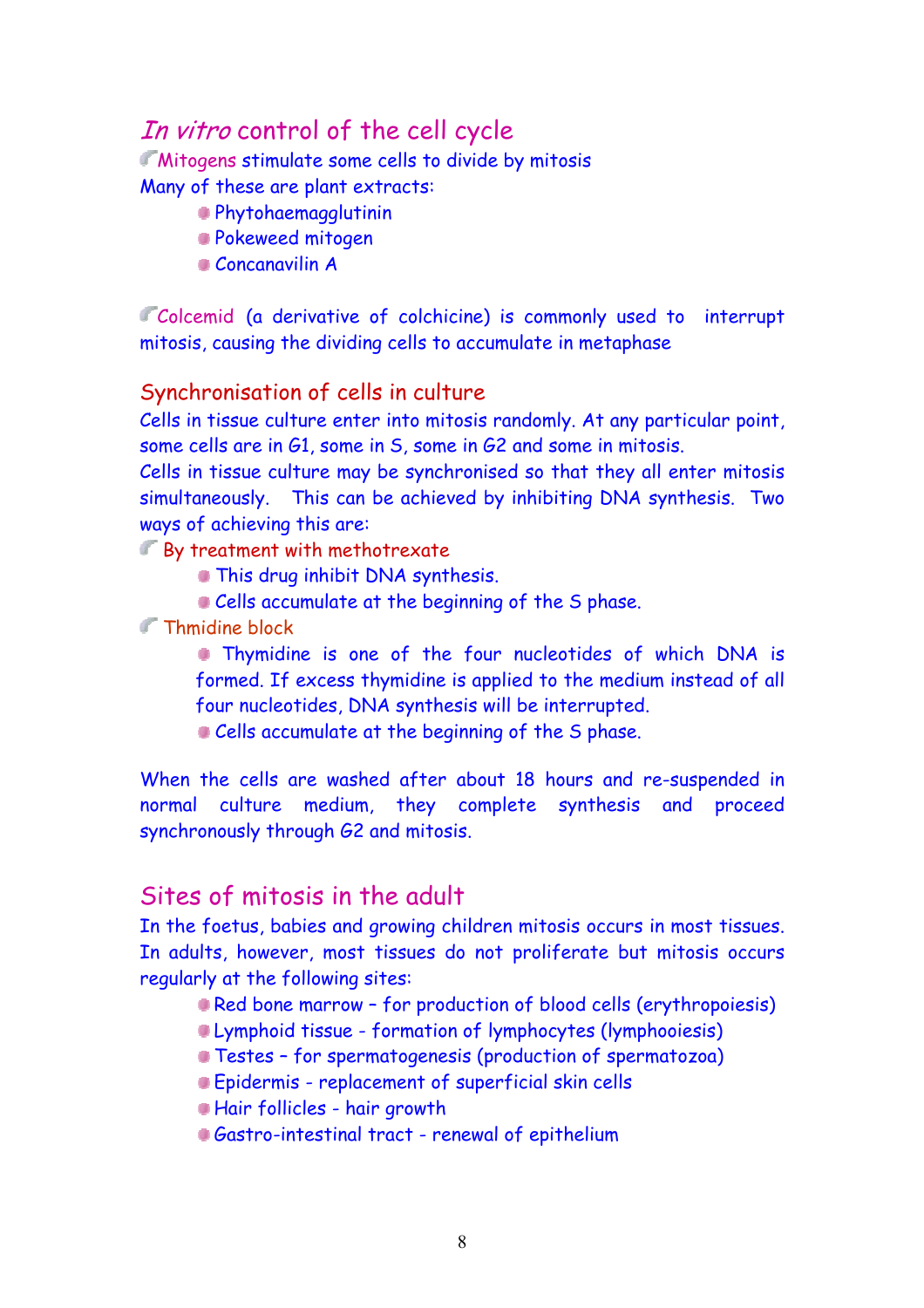## *In vitro* control of the cell cycle

- Mitogens stimulate some cells to divide by mitosis

Many of these are plant extracts:

- Phytohaemagglutinin
- Pokeweed mitogen
- Concanavilin A

- Colcemid (a derivative of colchicine) is commonly used to interrupt mitosis, causing the dividing cells to accumulate in metaphase

### Synchronisation of cells in culture

Cells in tissue culture enter into mitosis randomly. At any particular point, some cells are in G1, some in S, some in G2 and some in mitosis.
Cells in tissue culture may be synchronised so that they all enter mitosis simultaneously. This can be achieved by inhibiting DNA synthesis. Two ways of achieving this are:

- By treatment with methotrexate
  - This drug inhibit DNA synthesis.
  - Cells accumulate at the beginning of the S phase.
- Thmidine block
  - Thymidine is one of the four nucleotides of which DNA is formed. If excess thymidine is applied to the medium instead of all four nucleotides, DNA synthesis will be interrupted.
  - Cells accumulate at the beginning of the S phase.

When the cells are washed after about 18 hours and re-suspended in normal culture medium, they complete synthesis and proceed synchronously through G2 and mitosis.

## Sites of mitosis in the adult

In the foetus, babies and growing children mitosis occurs in most tissues. In adults, however, most tissues do not proliferate but mitosis occurs regularly at the following sites:

- Red bone marrow – for production of blood cells (erythropoiesis)
- Lymphoid tissue - formation of lymphocytes (lymphooiesis)
- Testes – for spermatogenesis (production of spermatozoa)
- Epidermis - replacement of superficial skin cells
- Hair follicles - hair growth
- Gastro-intestinal tract - renewal of epithelium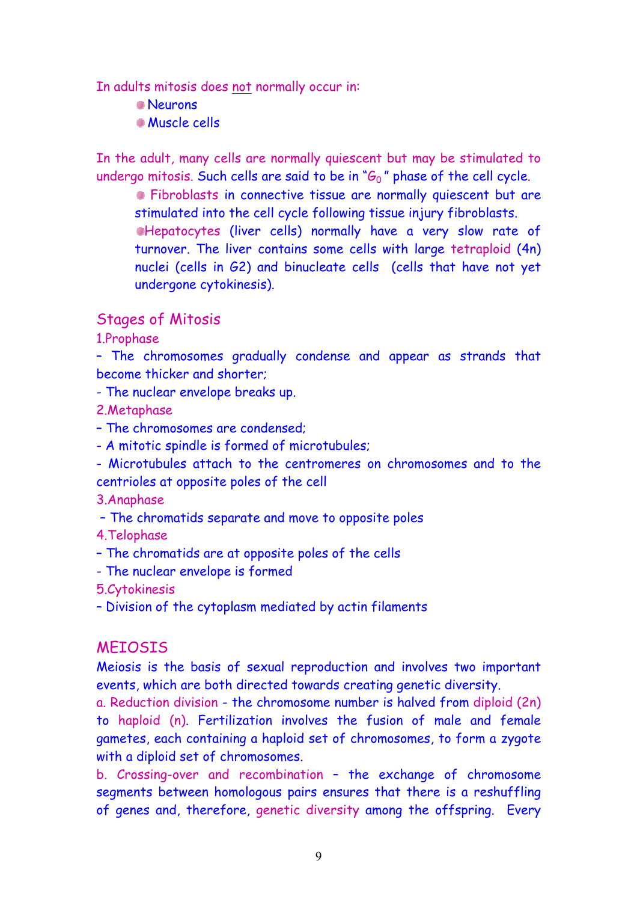In adults mitosis does not normally occur in:

- Neurons
- Muscle cells

In the adult, many cells are normally quiescent but may be stimulated to undergo mitosis. Such cells are said to be in "$G_0$" phase of the cell cycle.

- Fibroblasts in connective tissue are normally quiescent but are stimulated into the cell cycle following tissue injury fibroblasts.
- Hepatocytes (liver cells) normally have a very slow rate of turnover. The liver contains some cells with large tetraploid (4n) nuclei (cells in G2) and binucleate cells (cells that have not yet undergone cytokinesis).

## Stages of Mitosis

1.Prophase

- The chromosomes gradually condense and appear as strands that become thicker and shorter;
- The nuclear envelope breaks up.

2.Metaphase

- The chromosomes are condensed;
- A mitotic spindle is formed of microtubules;
- Microtubules attach to the centromeres on chromosomes and to the centrioles at opposite poles of the cell

3.Anaphase

- The chromatids separate and move to opposite poles

4.Telophase

- The chromatids are at opposite poles of the cells
- The nuclear envelope is formed

5.Cytokinesis

- Division of the cytoplasm mediated by actin filaments

## MEIOSIS

Meiosis is the basis of sexual reproduction and involves two important events, which are both directed towards creating genetic diversity.

a. Reduction division - the chromosome number is halved from diploid (2n) to haploid (n). Fertilization involves the fusion of male and female gametes, each containing a haploid set of chromosomes, to form a zygote with a diploid set of chromosomes.

b. Crossing-over and recombination – the exchange of chromosome segments between homologous pairs ensures that there is a reshuffling of genes and, therefore, genetic diversity among the offspring. Every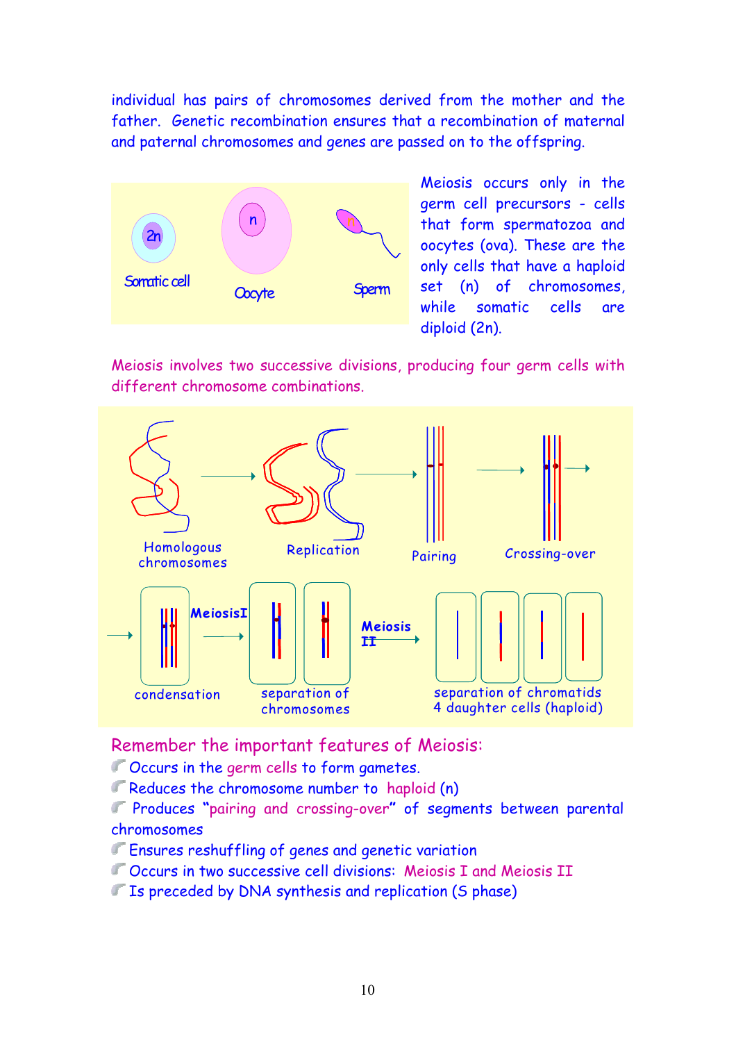individual has pairs of chromosomes derived from the mother and the father. Genetic recombination ensures that a recombination of maternal and paternal chromosomes and genes are passed on to the offspring.

Somatic cell 2n — Oocyte n — Sperm n

Meiosis occurs only in the germ cell precursors - cells that form spermatozoa and oocytes (ova). These are the only cells that have a haploid set (n) of chromosomes, while somatic cells are diploid (2n).

Meiosis involves two successive divisions, producing four germ cells with different chromosome combinations.

Homologous chromosomes → Replication → Pairing → Crossing-over → condensation → Meiosis I → separation of chromosomes → Meiosis II → separation of chromatids 4 daughter cells (haploid)

Remember the important features of Meiosis:

- Occurs in the germ cells to form gametes.
- Reduces the chromosome number to haploid (n)
- Produces "pairing and crossing-over" of segments between parental chromosomes
- Ensures reshuffling of genes and genetic variation
- Occurs in two successive cell divisions: Meiosis I and Meiosis II
- Is preceded by DNA synthesis and replication (S phase)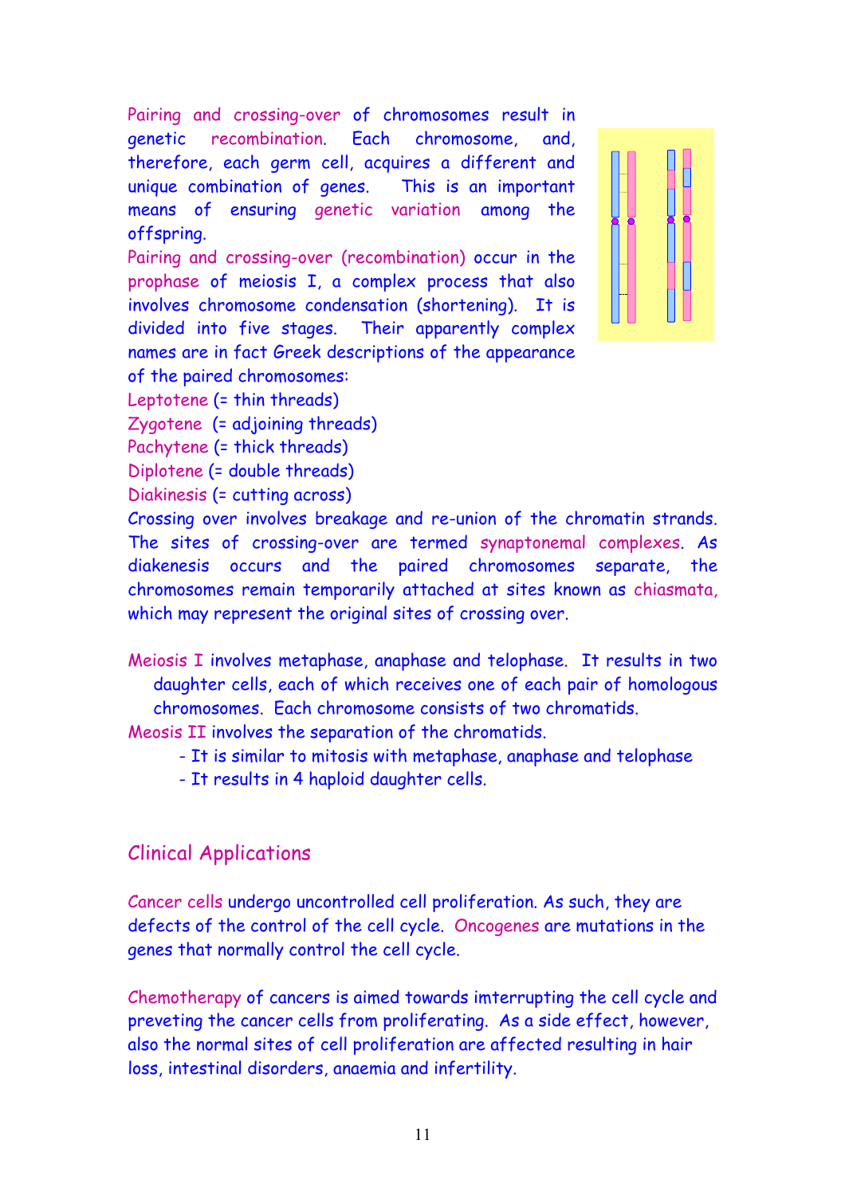Pairing and crossing-over of chromosomes result in genetic recombination. Each chromosome, and, therefore, each germ cell, acquires a different and unique combination of genes. This is an important means of ensuring genetic variation among the offspring.

Pairing and crossing-over (recombination) occur in the prophase of meiosis I, a complex process that also involves chromosome condensation (shortening). It is divided into five stages. Their apparently complex names are in fact Greek descriptions of the appearance of the paired chromosomes:

Leptotene (= thin threads)
Zygotene (= adjoining threads)
Pachytene (= thick threads)
Diplotene (= double threads)
Diakinesis (= cutting across)

Crossing over involves breakage and re-union of the chromatin strands. The sites of crossing-over are termed synaptonemal complexes. As diakenesis occurs and the paired chromosomes separate, the chromosomes remain temporarily attached at sites known as chiasmata, which may represent the original sites of crossing over.

Meiosis I involves metaphase, anaphase and telophase. It results in two daughter cells, each of which receives one of each pair of homologous chromosomes. Each chromosome consists of two chromatids.

Meosis II involves the separation of the chromatids.

- It is similar to mitosis with metaphase, anaphase and telophase
- It results in 4 haploid daughter cells.

## Clinical Applications

Cancer cells undergo uncontrolled cell proliferation. As such, they are defects of the control of the cell cycle. Oncogenes are mutations in the genes that normally control the cell cycle.

Chemotherapy of cancers is aimed towards imterrupting the cell cycle and preveting the cancer cells from proliferating. As a side effect, however, also the normal sites of cell proliferation are affected resulting in hair loss, intestinal disorders, anaemia and infertility.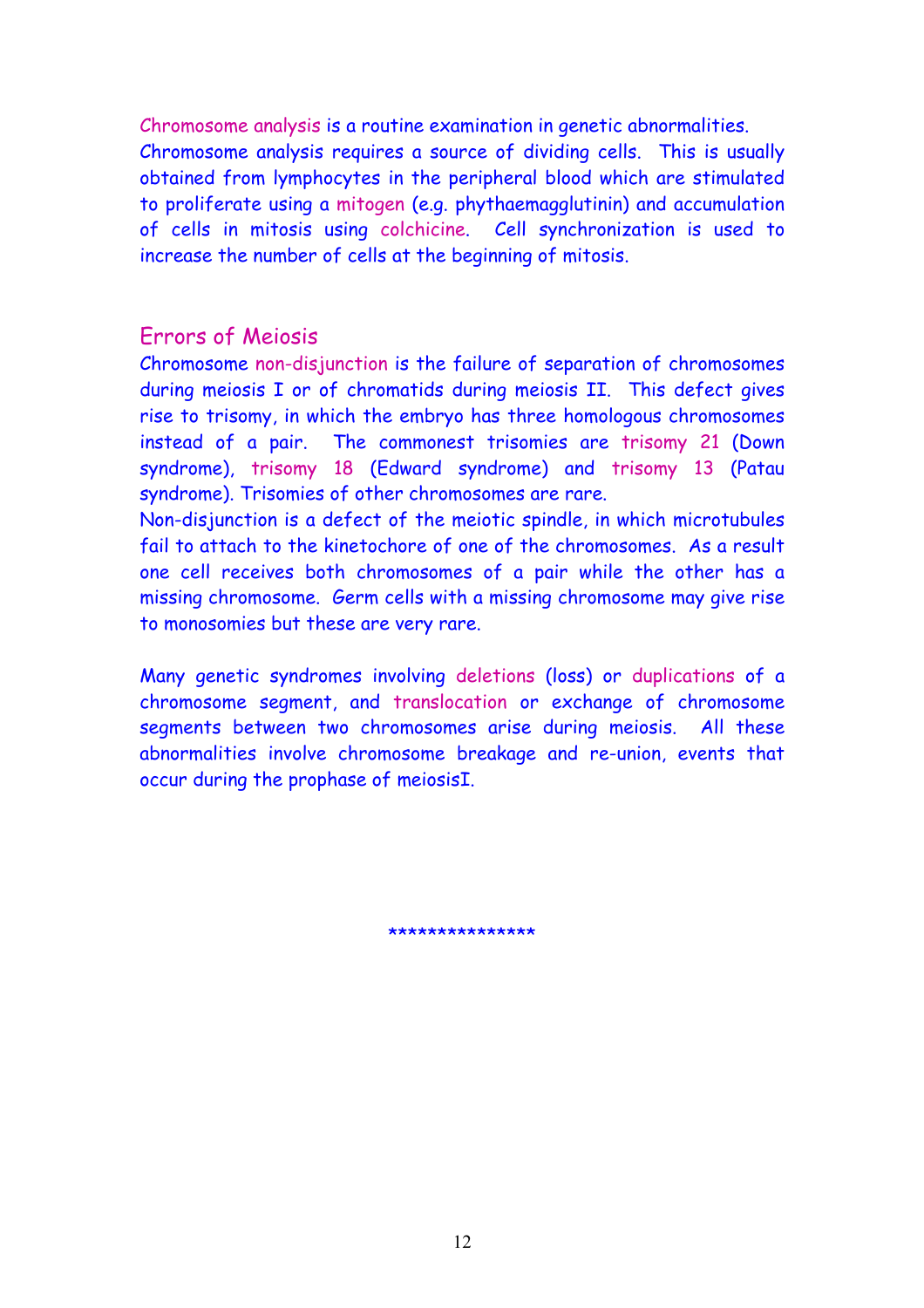Chromosome analysis is a routine examination in genetic abnormalities. Chromosome analysis requires a source of dividing cells. This is usually obtained from lymphocytes in the peripheral blood which are stimulated to proliferate using a mitogen (e.g. phythaemagglutinin) and accumulation of cells in mitosis using colchicine. Cell synchronization is used to increase the number of cells at the beginning of mitosis.

## Errors of Meiosis

Chromosome non-disjunction is the failure of separation of chromosomes during meiosis I or of chromatids during meiosis II. This defect gives rise to trisomy, in which the embryo has three homologous chromosomes instead of a pair. The commonest trisomies are trisomy 21 (Down syndrome), trisomy 18 (Edward syndrome) and trisomy 13 (Patau syndrome). Trisomies of other chromosomes are rare.

Non-disjunction is a defect of the meiotic spindle, in which microtubules fail to attach to the kinetochore of one of the chromosomes. As a result one cell receives both chromosomes of a pair while the other has a missing chromosome. Germ cells with a missing chromosome may give rise to monosomies but these are very rare.

Many genetic syndromes involving deletions (loss) or duplications of a chromosome segment, and translocation or exchange of chromosome segments between two chromosomes arise during meiosis. All these abnormalities involve chromosome breakage and re-union, events that occur during the prophase of meiosisI.

***************